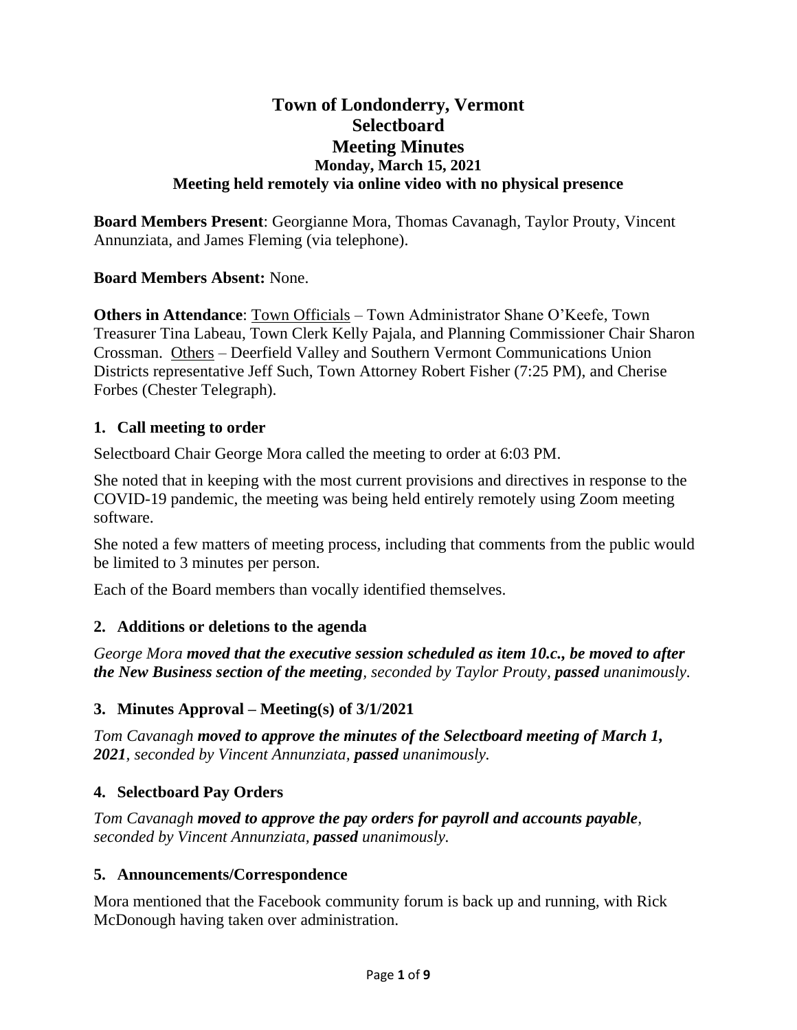# Town of Londonderry, Vermont
# Selectboard
# Meeting Minutes
### Monday, March 15, 2021
### Meeting held remotely via online video with no physical presence

**Board Members Present**: Georgianne Mora, Thomas Cavanagh, Taylor Prouty, Vincent Annunziata, and James Fleming (via telephone).

**Board Members Absent:** None.

**Others in Attendance**: Town Officials – Town Administrator Shane O'Keefe, Town Treasurer Tina Labeau, Town Clerk Kelly Pajala, and Planning Commissioner Chair Sharon Crossman. Others – Deerfield Valley and Southern Vermont Communications Union Districts representative Jeff Such, Town Attorney Robert Fisher (7:25 PM), and Cherise Forbes (Chester Telegraph).

## 1. Call meeting to order

Selectboard Chair George Mora called the meeting to order at 6:03 PM.

She noted that in keeping with the most current provisions and directives in response to the COVID-19 pandemic, the meeting was being held entirely remotely using Zoom meeting software.

She noted a few matters of meeting process, including that comments from the public would be limited to 3 minutes per person.

Each of the Board members than vocally identified themselves.

## 2. Additions or deletions to the agenda

*George Mora **moved that the executive session scheduled as item 10.c., be moved to after the New Business section of the meeting**, seconded by Taylor Prouty, **passed** unanimously.*

## 3. Minutes Approval – Meeting(s) of 3/1/2021

*Tom Cavanagh **moved to approve the minutes of the Selectboard meeting of March 1, 2021**, seconded by Vincent Annunziata, **passed** unanimously.*

## 4. Selectboard Pay Orders

*Tom Cavanagh **moved to approve the pay orders for payroll and accounts payable**, seconded by Vincent Annunziata, **passed** unanimously.*

## 5. Announcements/Correspondence

Mora mentioned that the Facebook community forum is back up and running, with Rick McDonough having taken over administration.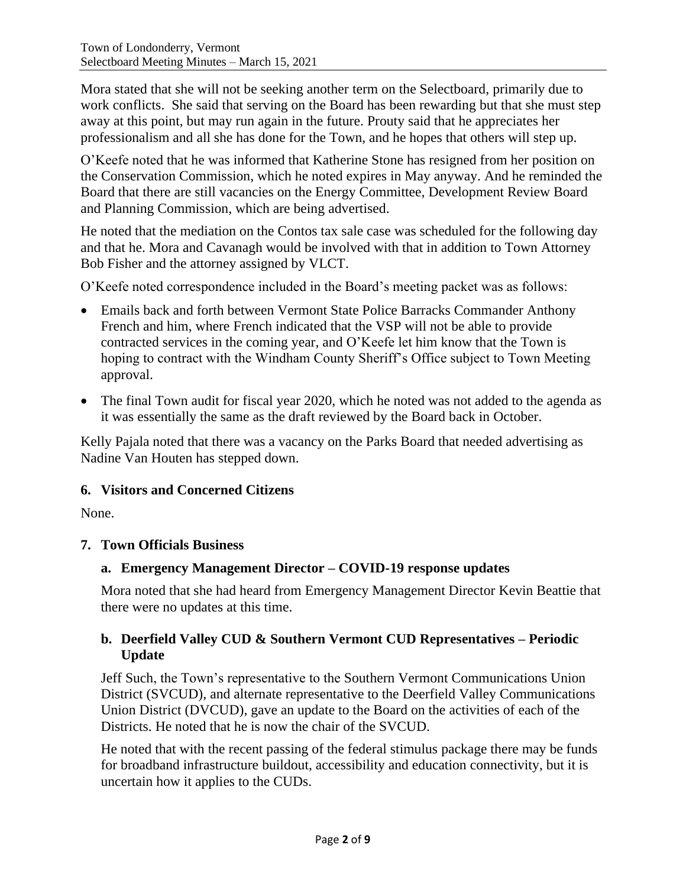Mora stated that she will not be seeking another term on the Selectboard, primarily due to work conflicts. She said that serving on the Board has been rewarding but that she must step away at this point, but may run again in the future. Prouty said that he appreciates her professionalism and all she has done for the Town, and he hopes that others will step up.

O'Keefe noted that he was informed that Katherine Stone has resigned from her position on the Conservation Commission, which he noted expires in May anyway. And he reminded the Board that there are still vacancies on the Energy Committee, Development Review Board and Planning Commission, which are being advertised.

He noted that the mediation on the Contos tax sale case was scheduled for the following day and that he. Mora and Cavanagh would be involved with that in addition to Town Attorney Bob Fisher and the attorney assigned by VLCT.

O'Keefe noted correspondence included in the Board's meeting packet was as follows:

- Emails back and forth between Vermont State Police Barracks Commander Anthony French and him, where French indicated that the VSP will not be able to provide contracted services in the coming year, and O'Keefe let him know that the Town is hoping to contract with the Windham County Sheriff's Office subject to Town Meeting approval.
- The final Town audit for fiscal year 2020, which he noted was not added to the agenda as it was essentially the same as the draft reviewed by the Board back in October.

Kelly Pajala noted that there was a vacancy on the Parks Board that needed advertising as Nadine Van Houten has stepped down.

### 6. Visitors and Concerned Citizens

None.

### 7. Town Officials Business

#### a. Emergency Management Director – COVID-19 response updates

Mora noted that she had heard from Emergency Management Director Kevin Beattie that there were no updates at this time.

#### b. Deerfield Valley CUD & Southern Vermont CUD Representatives – Periodic Update

Jeff Such, the Town's representative to the Southern Vermont Communications Union District (SVCUD), and alternate representative to the Deerfield Valley Communications Union District (DVCUD), gave an update to the Board on the activities of each of the Districts. He noted that he is now the chair of the SVCUD.

He noted that with the recent passing of the federal stimulus package there may be funds for broadband infrastructure buildout, accessibility and education connectivity, but it is uncertain how it applies to the CUDs.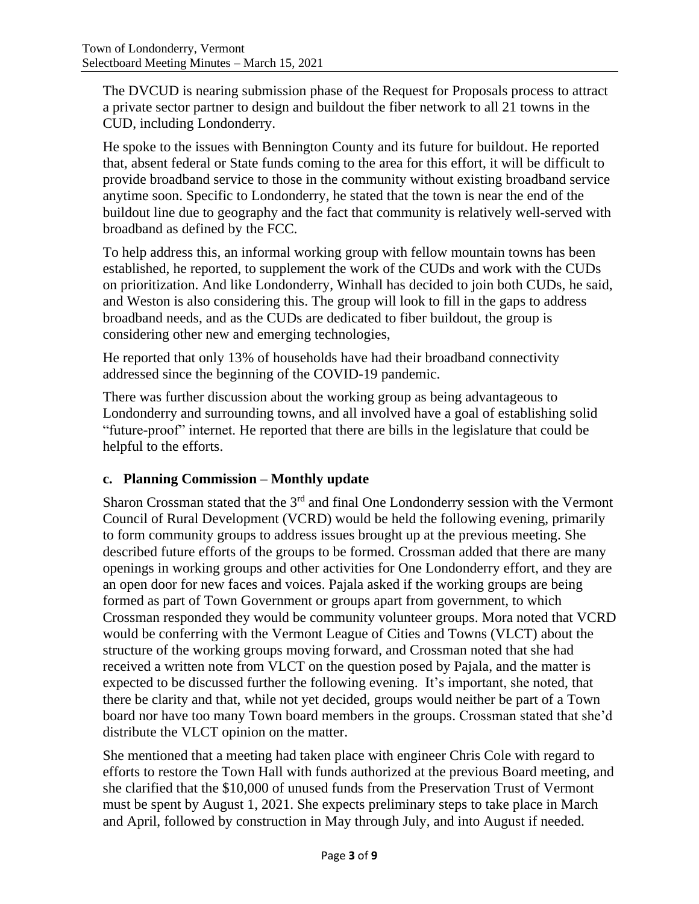The DVCUD is nearing submission phase of the Request for Proposals process to attract a private sector partner to design and buildout the fiber network to all 21 towns in the CUD, including Londonderry.

He spoke to the issues with Bennington County and its future for buildout. He reported that, absent federal or State funds coming to the area for this effort, it will be difficult to provide broadband service to those in the community without existing broadband service anytime soon. Specific to Londonderry, he stated that the town is near the end of the buildout line due to geography and the fact that community is relatively well-served with broadband as defined by the FCC.

To help address this, an informal working group with fellow mountain towns has been established, he reported, to supplement the work of the CUDs and work with the CUDs on prioritization. And like Londonderry, Winhall has decided to join both CUDs, he said, and Weston is also considering this. The group will look to fill in the gaps to address broadband needs, and as the CUDs are dedicated to fiber buildout, the group is considering other new and emerging technologies,

He reported that only 13% of households have had their broadband connectivity addressed since the beginning of the COVID-19 pandemic.

There was further discussion about the working group as being advantageous to Londonderry and surrounding towns, and all involved have a goal of establishing solid "future-proof" internet. He reported that there are bills in the legislature that could be helpful to the efforts.

### c. Planning Commission – Monthly update

Sharon Crossman stated that the 3rd and final One Londonderry session with the Vermont Council of Rural Development (VCRD) would be held the following evening, primarily to form community groups to address issues brought up at the previous meeting. She described future efforts of the groups to be formed. Crossman added that there are many openings in working groups and other activities for One Londonderry effort, and they are an open door for new faces and voices. Pajala asked if the working groups are being formed as part of Town Government or groups apart from government, to which Crossman responded they would be community volunteer groups. Mora noted that VCRD would be conferring with the Vermont League of Cities and Towns (VLCT) about the structure of the working groups moving forward, and Crossman noted that she had received a written note from VLCT on the question posed by Pajala, and the matter is expected to be discussed further the following evening. It's important, she noted, that there be clarity and that, while not yet decided, groups would neither be part of a Town board nor have too many Town board members in the groups. Crossman stated that she'd distribute the VLCT opinion on the matter.

She mentioned that a meeting had taken place with engineer Chris Cole with regard to efforts to restore the Town Hall with funds authorized at the previous Board meeting, and she clarified that the $10,000 of unused funds from the Preservation Trust of Vermont must be spent by August 1, 2021. She expects preliminary steps to take place in March and April, followed by construction in May through July, and into August if needed.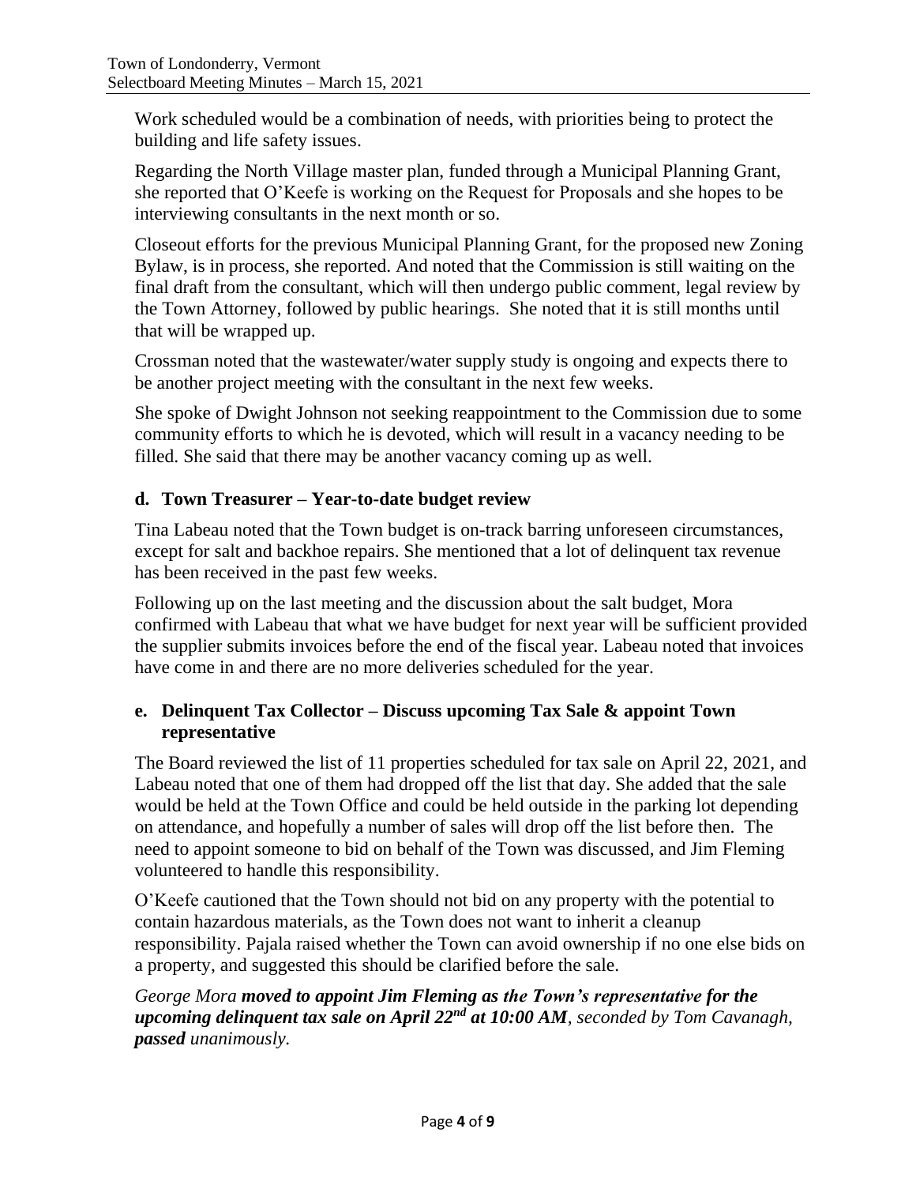Work scheduled would be a combination of needs, with priorities being to protect the building and life safety issues.

Regarding the North Village master plan, funded through a Municipal Planning Grant, she reported that O'Keefe is working on the Request for Proposals and she hopes to be interviewing consultants in the next month or so.

Closeout efforts for the previous Municipal Planning Grant, for the proposed new Zoning Bylaw, is in process, she reported. And noted that the Commission is still waiting on the final draft from the consultant, which will then undergo public comment, legal review by the Town Attorney, followed by public hearings. She noted that it is still months until that will be wrapped up.

Crossman noted that the wastewater/water supply study is ongoing and expects there to be another project meeting with the consultant in the next few weeks.

She spoke of Dwight Johnson not seeking reappointment to the Commission due to some community efforts to which he is devoted, which will result in a vacancy needing to be filled. She said that there may be another vacancy coming up as well.

### d. Town Treasurer – Year-to-date budget review

Tina Labeau noted that the Town budget is on-track barring unforeseen circumstances, except for salt and backhoe repairs. She mentioned that a lot of delinquent tax revenue has been received in the past few weeks.

Following up on the last meeting and the discussion about the salt budget, Mora confirmed with Labeau that what we have budget for next year will be sufficient provided the supplier submits invoices before the end of the fiscal year. Labeau noted that invoices have come in and there are no more deliveries scheduled for the year.

### e. Delinquent Tax Collector – Discuss upcoming Tax Sale & appoint Town representative

The Board reviewed the list of 11 properties scheduled for tax sale on April 22, 2021, and Labeau noted that one of them had dropped off the list that day. She added that the sale would be held at the Town Office and could be held outside in the parking lot depending on attendance, and hopefully a number of sales will drop off the list before then. The need to appoint someone to bid on behalf of the Town was discussed, and Jim Fleming volunteered to handle this responsibility.

O'Keefe cautioned that the Town should not bid on any property with the potential to contain hazardous materials, as the Town does not want to inherit a cleanup responsibility. Pajala raised whether the Town can avoid ownership if no one else bids on a property, and suggested this should be clarified before the sale.

*George Mora **moved to appoint Jim Fleming as the Town's representative for the upcoming delinquent tax sale on April 22nd at 10:00 AM**, seconded by Tom Cavanagh, **passed** unanimously.*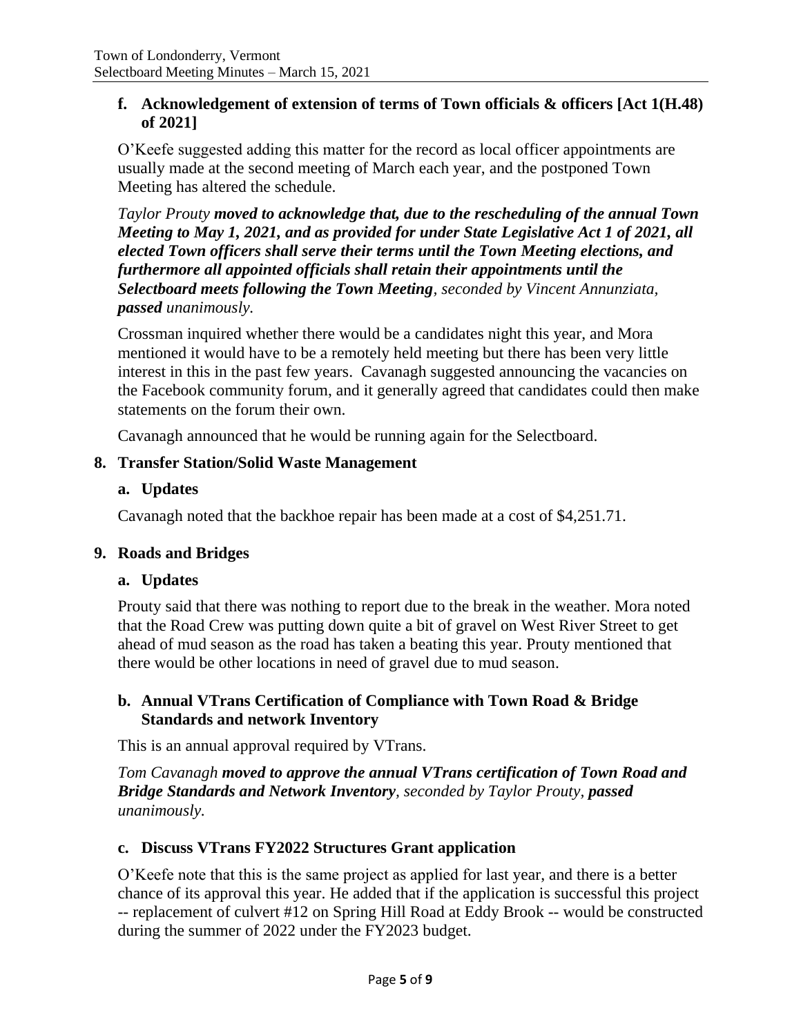### f. Acknowledgement of extension of terms of Town officials & officers [Act 1(H.48) of 2021]

O'Keefe suggested adding this matter for the record as local officer appointments are usually made at the second meeting of March each year, and the postponed Town Meeting has altered the schedule.

*Taylor Prouty* ***moved to acknowledge that, due to the rescheduling of the annual Town Meeting to May 1, 2021, and as provided for under State Legislative Act 1 of 2021, all elected Town officers shall serve their terms until the Town Meeting elections, and furthermore all appointed officials shall retain their appointments until the Selectboard meets following the Town Meeting****, seconded by Vincent Annunziata,* ***passed*** *unanimously.*

Crossman inquired whether there would be a candidates night this year, and Mora mentioned it would have to be a remotely held meeting but there has been very little interest in this in the past few years. Cavanagh suggested announcing the vacancies on the Facebook community forum, and it generally agreed that candidates could then make statements on the forum their own.

Cavanagh announced that he would be running again for the Selectboard.

## 8. Transfer Station/Solid Waste Management

### a. Updates

Cavanagh noted that the backhoe repair has been made at a cost of $4,251.71.

## 9. Roads and Bridges

### a. Updates

Prouty said that there was nothing to report due to the break in the weather. Mora noted that the Road Crew was putting down quite a bit of gravel on West River Street to get ahead of mud season as the road has taken a beating this year. Prouty mentioned that there would be other locations in need of gravel due to mud season.

### b. Annual VTrans Certification of Compliance with Town Road & Bridge Standards and network Inventory

This is an annual approval required by VTrans.

*Tom Cavanagh* ***moved to approve the annual VTrans certification of Town Road and Bridge Standards and Network Inventory****, seconded by Taylor Prouty,* ***passed*** *unanimously.*

### c. Discuss VTrans FY2022 Structures Grant application

O'Keefe note that this is the same project as applied for last year, and there is a better chance of its approval this year. He added that if the application is successful this project -- replacement of culvert #12 on Spring Hill Road at Eddy Brook -- would be constructed during the summer of 2022 under the FY2023 budget.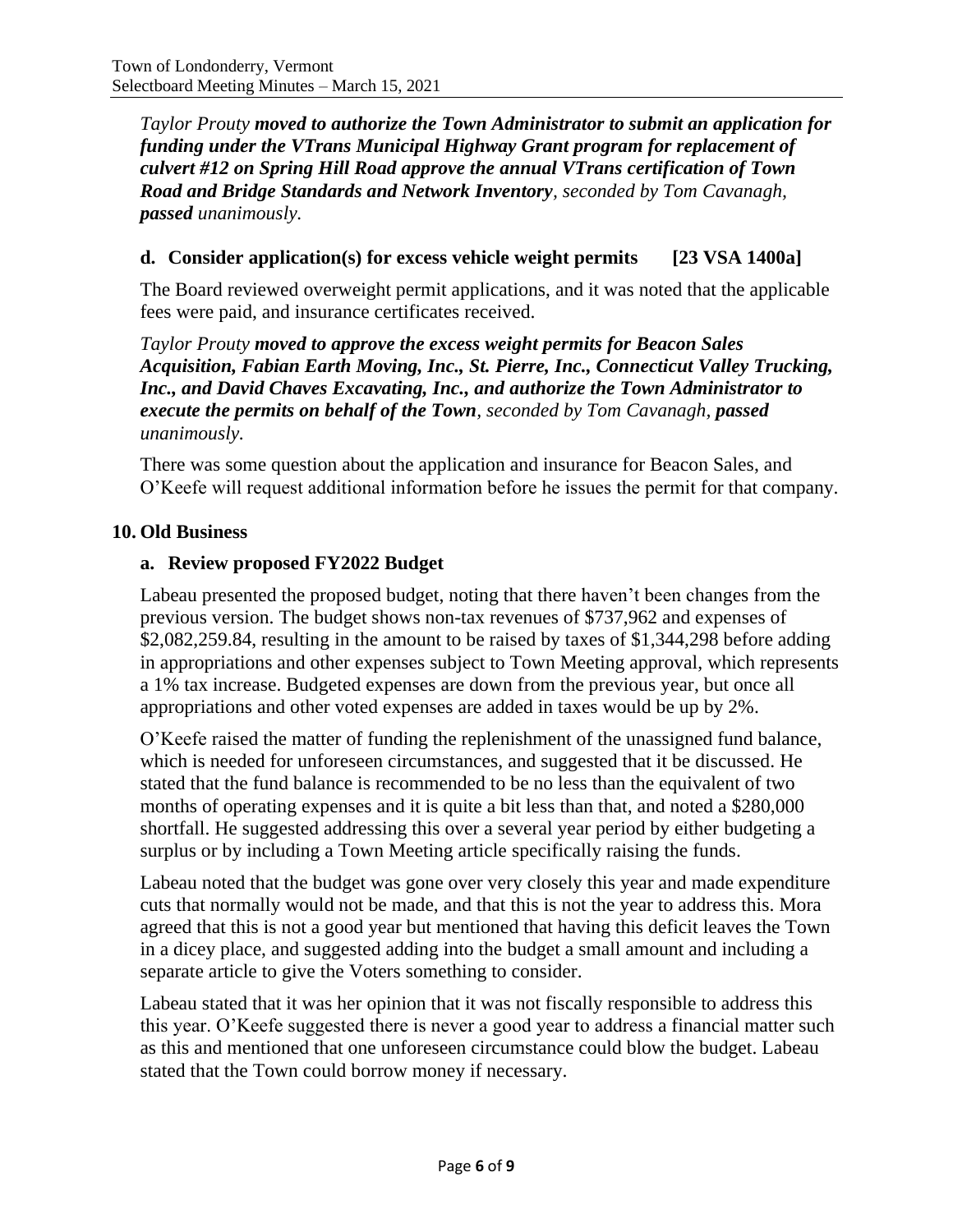*Taylor Prouty* ***moved to authorize the Town Administrator to submit an application for funding under the VTrans Municipal Highway Grant program for replacement of culvert #12 on Spring Hill Road approve the annual VTrans certification of Town Road and Bridge Standards and Network Inventory****, seconded by Tom Cavanagh,* ***passed*** *unanimously.*

### d. Consider application(s) for excess vehicle weight permits [23 VSA 1400a]

The Board reviewed overweight permit applications, and it was noted that the applicable fees were paid, and insurance certificates received.

*Taylor Prouty* ***moved to approve the excess weight permits for Beacon Sales Acquisition, Fabian Earth Moving, Inc., St. Pierre, Inc., Connecticut Valley Trucking, Inc., and David Chaves Excavating, Inc., and authorize the Town Administrator to execute the permits on behalf of the Town****, seconded by Tom Cavanagh,* ***passed*** *unanimously.*

There was some question about the application and insurance for Beacon Sales, and O'Keefe will request additional information before he issues the permit for that company.

## 10. Old Business

### a. Review proposed FY2022 Budget

Labeau presented the proposed budget, noting that there haven't been changes from the previous version. The budget shows non-tax revenues of $737,962 and expenses of $2,082,259.84, resulting in the amount to be raised by taxes of $1,344,298 before adding in appropriations and other expenses subject to Town Meeting approval, which represents a 1% tax increase. Budgeted expenses are down from the previous year, but once all appropriations and other voted expenses are added in taxes would be up by 2%.

O'Keefe raised the matter of funding the replenishment of the unassigned fund balance, which is needed for unforeseen circumstances, and suggested that it be discussed. He stated that the fund balance is recommended to be no less than the equivalent of two months of operating expenses and it is quite a bit less than that, and noted a $280,000 shortfall. He suggested addressing this over a several year period by either budgeting a surplus or by including a Town Meeting article specifically raising the funds.

Labeau noted that the budget was gone over very closely this year and made expenditure cuts that normally would not be made, and that this is not the year to address this. Mora agreed that this is not a good year but mentioned that having this deficit leaves the Town in a dicey place, and suggested adding into the budget a small amount and including a separate article to give the Voters something to consider.

Labeau stated that it was her opinion that it was not fiscally responsible to address this this year. O'Keefe suggested there is never a good year to address a financial matter such as this and mentioned that one unforeseen circumstance could blow the budget. Labeau stated that the Town could borrow money if necessary.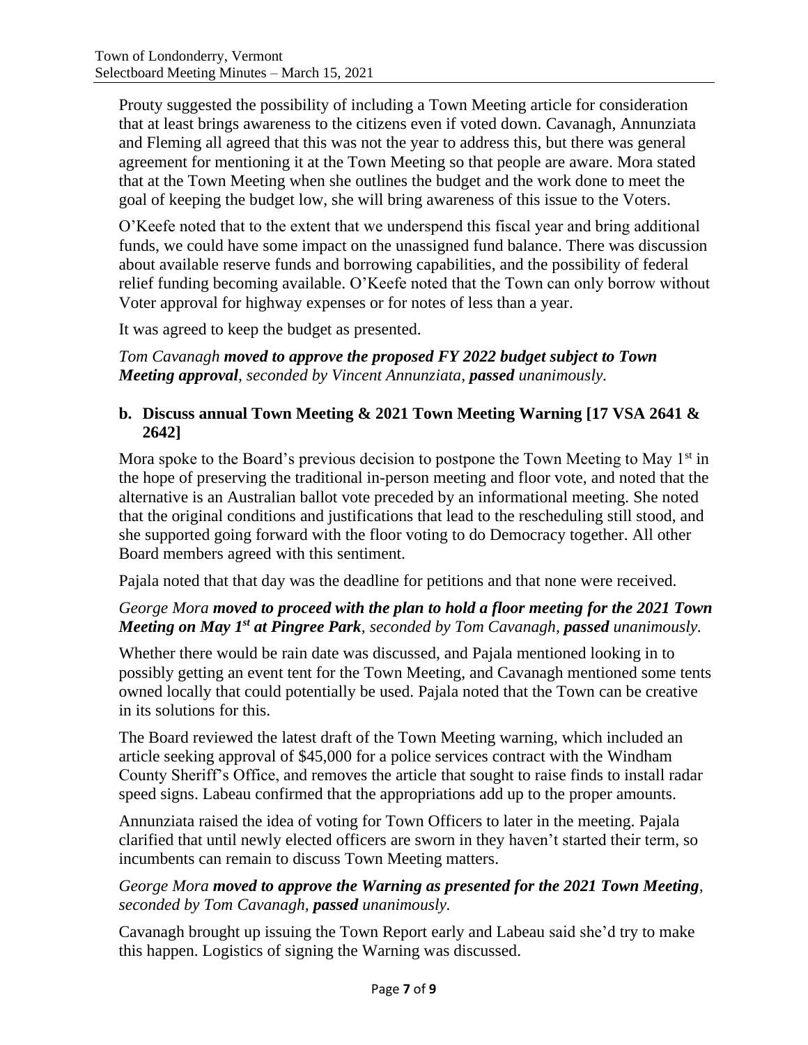Prouty suggested the possibility of including a Town Meeting article for consideration that at least brings awareness to the citizens even if voted down. Cavanagh, Annunziata and Fleming all agreed that this was not the year to address this, but there was general agreement for mentioning it at the Town Meeting so that people are aware. Mora stated that at the Town Meeting when she outlines the budget and the work done to meet the goal of keeping the budget low, she will bring awareness of this issue to the Voters.

O'Keefe noted that to the extent that we underspend this fiscal year and bring additional funds, we could have some impact on the unassigned fund balance. There was discussion about available reserve funds and borrowing capabilities, and the possibility of federal relief funding becoming available. O'Keefe noted that the Town can only borrow without Voter approval for highway expenses or for notes of less than a year.

It was agreed to keep the budget as presented.

*Tom Cavanagh **moved to approve the proposed FY 2022 budget subject to Town Meeting approval**, seconded by Vincent Annunziata, **passed** unanimously.*

**b. Discuss annual Town Meeting & 2021 Town Meeting Warning [17 VSA 2641 & 2642]**

Mora spoke to the Board's previous decision to postpone the Town Meeting to May 1st in the hope of preserving the traditional in-person meeting and floor vote, and noted that the alternative is an Australian ballot vote preceded by an informational meeting. She noted that the original conditions and justifications that lead to the rescheduling still stood, and she supported going forward with the floor voting to do Democracy together. All other Board members agreed with this sentiment.

Pajala noted that that day was the deadline for petitions and that none were received.

*George Mora **moved to proceed with the plan to hold a floor meeting for the 2021 Town Meeting on May 1st at Pingree Park**, seconded by Tom Cavanagh, **passed** unanimously.*

Whether there would be rain date was discussed, and Pajala mentioned looking in to possibly getting an event tent for the Town Meeting, and Cavanagh mentioned some tents owned locally that could potentially be used. Pajala noted that the Town can be creative in its solutions for this.

The Board reviewed the latest draft of the Town Meeting warning, which included an article seeking approval of $45,000 for a police services contract with the Windham County Sheriff's Office, and removes the article that sought to raise finds to install radar speed signs. Labeau confirmed that the appropriations add up to the proper amounts.

Annunziata raised the idea of voting for Town Officers to later in the meeting. Pajala clarified that until newly elected officers are sworn in they haven't started their term, so incumbents can remain to discuss Town Meeting matters.

*George Mora **moved to approve the Warning as presented for the 2021 Town Meeting**, seconded by Tom Cavanagh, **passed** unanimously.*

Cavanagh brought up issuing the Town Report early and Labeau said she'd try to make this happen. Logistics of signing the Warning was discussed.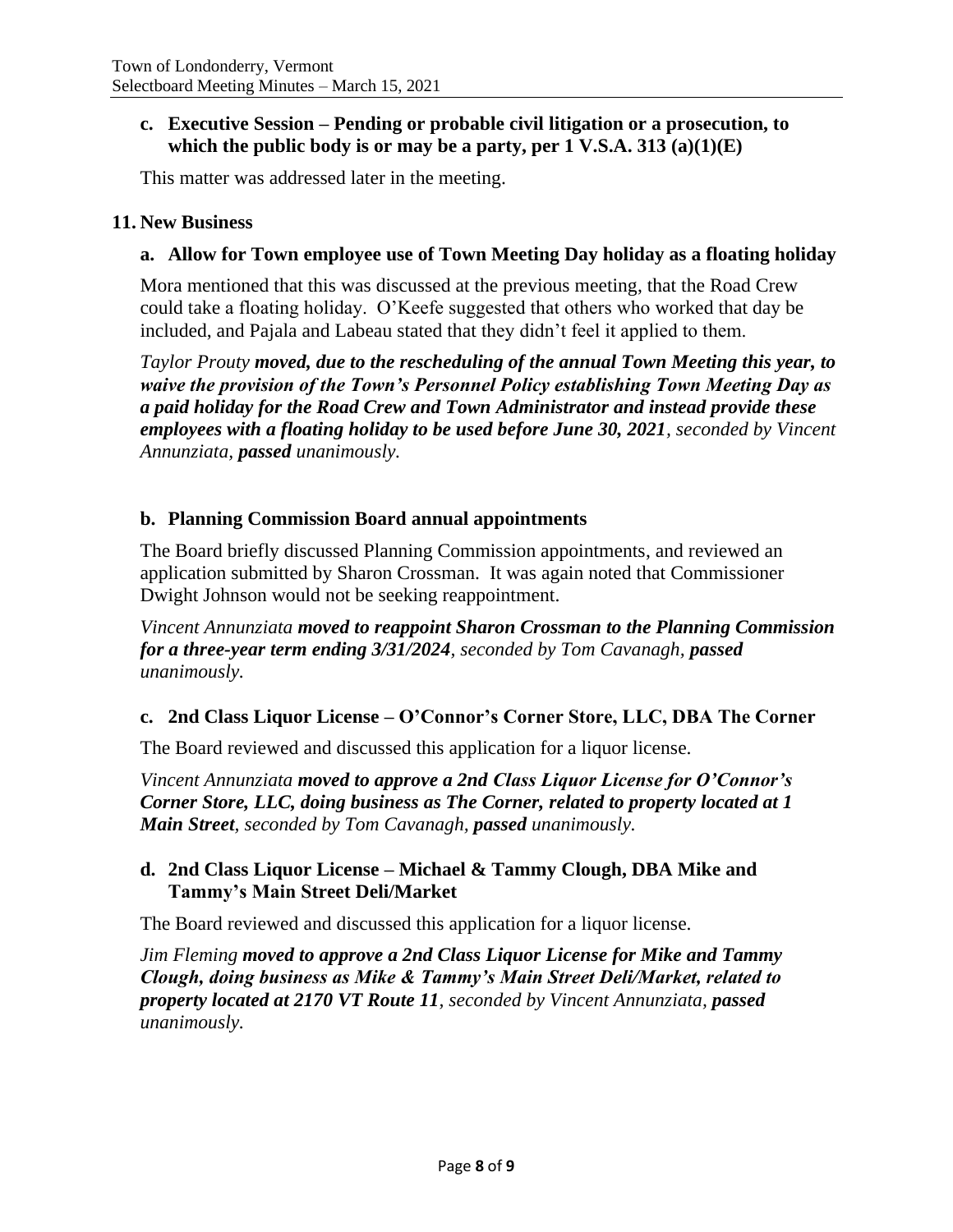### c. Executive Session – Pending or probable civil litigation or a prosecution, to which the public body is or may be a party, per 1 V.S.A. 313 (a)(1)(E)

This matter was addressed later in the meeting.

## 11. New Business

### a. Allow for Town employee use of Town Meeting Day holiday as a floating holiday

Mora mentioned that this was discussed at the previous meeting, that the Road Crew could take a floating holiday. O'Keefe suggested that others who worked that day be included, and Pajala and Labeau stated that they didn't feel it applied to them.

*Taylor Prouty **moved, due to the rescheduling of the annual Town Meeting this year, to waive the provision of the Town's Personnel Policy establishing Town Meeting Day as a paid holiday for the Road Crew and Town Administrator and instead provide these employees with a floating holiday to be used before June 30, 2021**, seconded by Vincent Annunziata, **passed** unanimously.*

### b. Planning Commission Board annual appointments

The Board briefly discussed Planning Commission appointments, and reviewed an application submitted by Sharon Crossman. It was again noted that Commissioner Dwight Johnson would not be seeking reappointment.

*Vincent Annunziata **moved to reappoint Sharon Crossman to the Planning Commission for a three-year term ending 3/31/2024**, seconded by Tom Cavanagh, **passed** unanimously.*

### c. 2nd Class Liquor License – O'Connor's Corner Store, LLC, DBA The Corner

The Board reviewed and discussed this application for a liquor license.

*Vincent Annunziata **moved to approve a 2nd Class Liquor License for O'Connor's Corner Store, LLC, doing business as The Corner, related to property located at 1 Main Street**, seconded by Tom Cavanagh, **passed** unanimously.*

### d. 2nd Class Liquor License – Michael & Tammy Clough, DBA Mike and Tammy's Main Street Deli/Market

The Board reviewed and discussed this application for a liquor license.

*Jim Fleming **moved to approve a 2nd Class Liquor License for Mike and Tammy Clough, doing business as Mike & Tammy's Main Street Deli/Market, related to property located at 2170 VT Route 11**, seconded by Vincent Annunziata, **passed** unanimously.*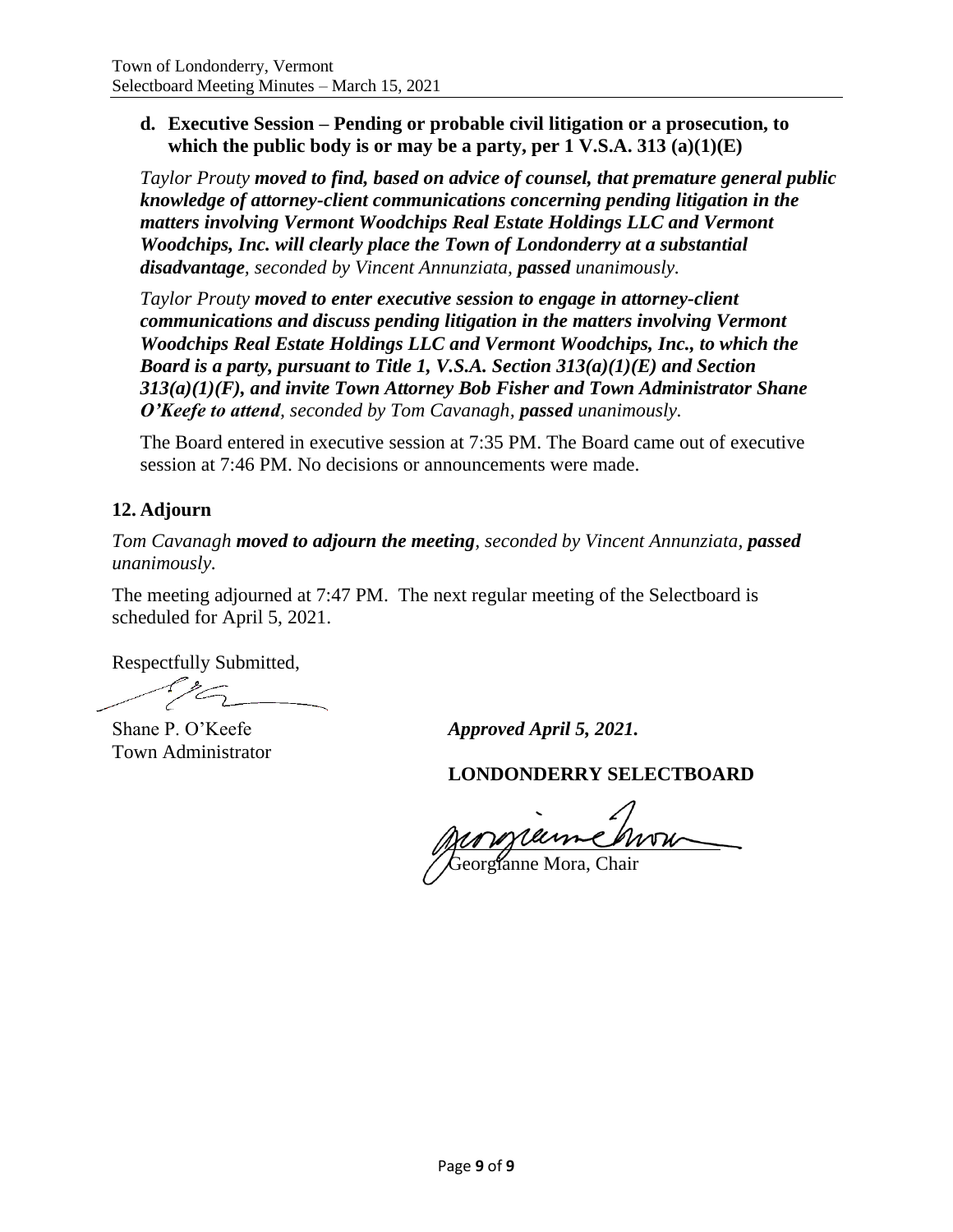**d. Executive Session – Pending or probable civil litigation or a prosecution, to which the public body is or may be a party, per 1 V.S.A. 313 (a)(1)(E)**

*Taylor Prouty* ***moved to find, based on advice of counsel, that premature general public knowledge of attorney-client communications concerning pending litigation in the matters involving Vermont Woodchips Real Estate Holdings LLC and Vermont Woodchips, Inc. will clearly place the Town of Londonderry at a substantial disadvantage****, seconded by Vincent Annunziata,* ***passed*** *unanimously.*

*Taylor Prouty* ***moved to enter executive session to engage in attorney-client communications and discuss pending litigation in the matters involving Vermont Woodchips Real Estate Holdings LLC and Vermont Woodchips, Inc., to which the Board is a party, pursuant to Title 1, V.S.A. Section 313(a)(1)(E) and Section 313(a)(1)(F), and invite Town Attorney Bob Fisher and Town Administrator Shane O'Keefe to attend****, seconded by Tom Cavanagh,* ***passed*** *unanimously.*

The Board entered in executive session at 7:35 PM. The Board came out of executive session at 7:46 PM. No decisions or announcements were made.

## 12. Adjourn

*Tom Cavanagh* ***moved to adjourn the meeting****, seconded by Vincent Annunziata,* ***passed*** *unanimously.*

The meeting adjourned at 7:47 PM. The next regular meeting of the Selectboard is scheduled for April 5, 2021.

Respectfully Submitted,

Shane P. O'Keefe
Town Administrator

***Approved April 5, 2021.***

**LONDONDERRY SELECTBOARD**

Georgianne Mora, Chair